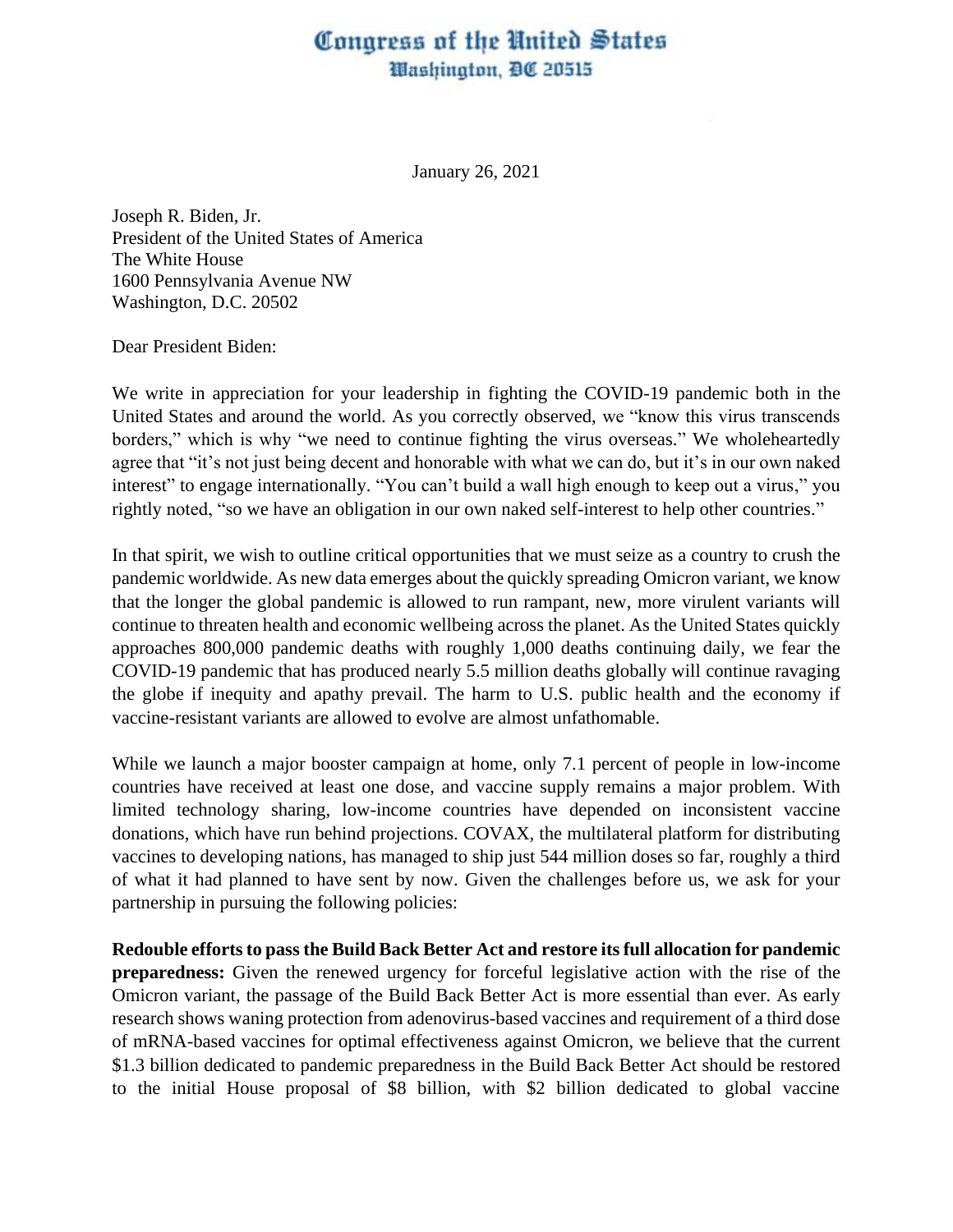# Congress of the United States
## Washington, DC 20515

January 26, 2021

Joseph R. Biden, Jr.
President of the United States of America
The White House
1600 Pennsylvania Avenue NW
Washington, D.C. 20502

Dear President Biden:

We write in appreciation for your leadership in fighting the COVID-19 pandemic both in the United States and around the world. As you correctly observed, we "know this virus transcends borders," which is why "we need to continue fighting the virus overseas." We wholeheartedly agree that "it's not just being decent and honorable with what we can do, but it's in our own naked interest" to engage internationally. "You can't build a wall high enough to keep out a virus," you rightly noted, "so we have an obligation in our own naked self-interest to help other countries."

In that spirit, we wish to outline critical opportunities that we must seize as a country to crush the pandemic worldwide. As new data emerges about the quickly spreading Omicron variant, we know that the longer the global pandemic is allowed to run rampant, new, more virulent variants will continue to threaten health and economic wellbeing across the planet. As the United States quickly approaches 800,000 pandemic deaths with roughly 1,000 deaths continuing daily, we fear the COVID-19 pandemic that has produced nearly 5.5 million deaths globally will continue ravaging the globe if inequity and apathy prevail. The harm to U.S. public health and the economy if vaccine-resistant variants are allowed to evolve are almost unfathomable.

While we launch a major booster campaign at home, only 7.1 percent of people in low-income countries have received at least one dose, and vaccine supply remains a major problem. With limited technology sharing, low-income countries have depended on inconsistent vaccine donations, which have run behind projections. COVAX, the multilateral platform for distributing vaccines to developing nations, has managed to ship just 544 million doses so far, roughly a third of what it had planned to have sent by now. Given the challenges before us, we ask for your partnership in pursuing the following policies:

**Redouble efforts to pass the Build Back Better Act and restore its full allocation for pandemic preparedness:** Given the renewed urgency for forceful legislative action with the rise of the Omicron variant, the passage of the Build Back Better Act is more essential than ever. As early research shows waning protection from adenovirus-based vaccines and requirement of a third dose of mRNA-based vaccines for optimal effectiveness against Omicron, we believe that the current $1.3 billion dedicated to pandemic preparedness in the Build Back Better Act should be restored to the initial House proposal of $8 billion, with $2 billion dedicated to global vaccine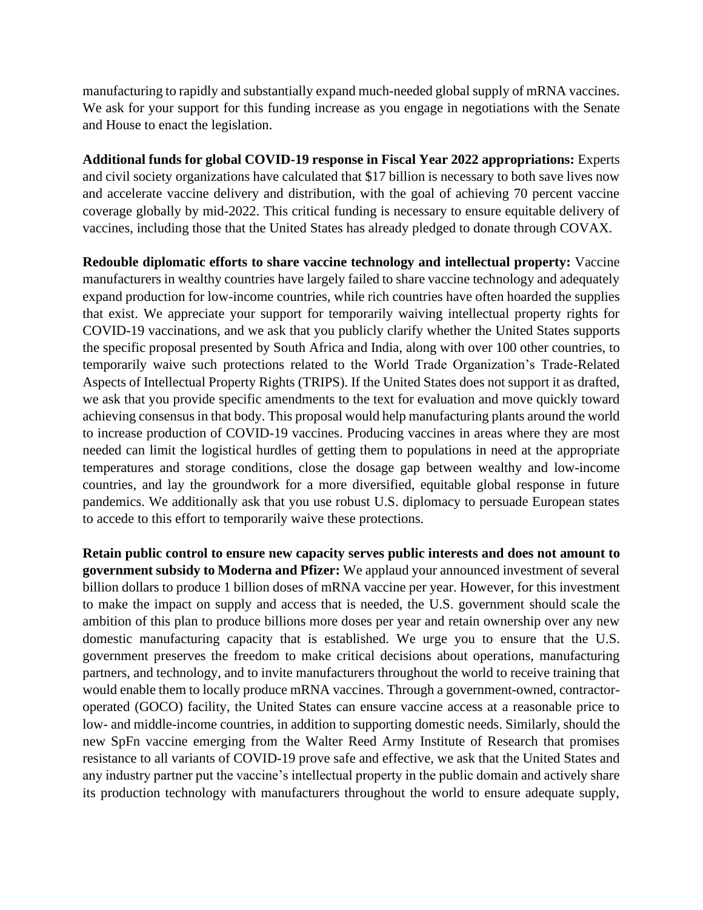manufacturing to rapidly and substantially expand much-needed global supply of mRNA vaccines. We ask for your support for this funding increase as you engage in negotiations with the Senate and House to enact the legislation.

**Additional funds for global COVID-19 response in Fiscal Year 2022 appropriations:** Experts and civil society organizations have calculated that $17 billion is necessary to both save lives now and accelerate vaccine delivery and distribution, with the goal of achieving 70 percent vaccine coverage globally by mid-2022. This critical funding is necessary to ensure equitable delivery of vaccines, including those that the United States has already pledged to donate through COVAX.

**Redouble diplomatic efforts to share vaccine technology and intellectual property:** Vaccine manufacturers in wealthy countries have largely failed to share vaccine technology and adequately expand production for low-income countries, while rich countries have often hoarded the supplies that exist. We appreciate your support for temporarily waiving intellectual property rights for COVID-19 vaccinations, and we ask that you publicly clarify whether the United States supports the specific proposal presented by South Africa and India, along with over 100 other countries, to temporarily waive such protections related to the World Trade Organization's Trade-Related Aspects of Intellectual Property Rights (TRIPS). If the United States does not support it as drafted, we ask that you provide specific amendments to the text for evaluation and move quickly toward achieving consensus in that body. This proposal would help manufacturing plants around the world to increase production of COVID-19 vaccines. Producing vaccines in areas where they are most needed can limit the logistical hurdles of getting them to populations in need at the appropriate temperatures and storage conditions, close the dosage gap between wealthy and low-income countries, and lay the groundwork for a more diversified, equitable global response in future pandemics. We additionally ask that you use robust U.S. diplomacy to persuade European states to accede to this effort to temporarily waive these protections.

**Retain public control to ensure new capacity serves public interests and does not amount to government subsidy to Moderna and Pfizer:** We applaud your announced investment of several billion dollars to produce 1 billion doses of mRNA vaccine per year. However, for this investment to make the impact on supply and access that is needed, the U.S. government should scale the ambition of this plan to produce billions more doses per year and retain ownership over any new domestic manufacturing capacity that is established. We urge you to ensure that the U.S. government preserves the freedom to make critical decisions about operations, manufacturing partners, and technology, and to invite manufacturers throughout the world to receive training that would enable them to locally produce mRNA vaccines. Through a government-owned, contractor-operated (GOCO) facility, the United States can ensure vaccine access at a reasonable price to low- and middle-income countries, in addition to supporting domestic needs. Similarly, should the new SpFn vaccine emerging from the Walter Reed Army Institute of Research that promises resistance to all variants of COVID-19 prove safe and effective, we ask that the United States and any industry partner put the vaccine's intellectual property in the public domain and actively share its production technology with manufacturers throughout the world to ensure adequate supply,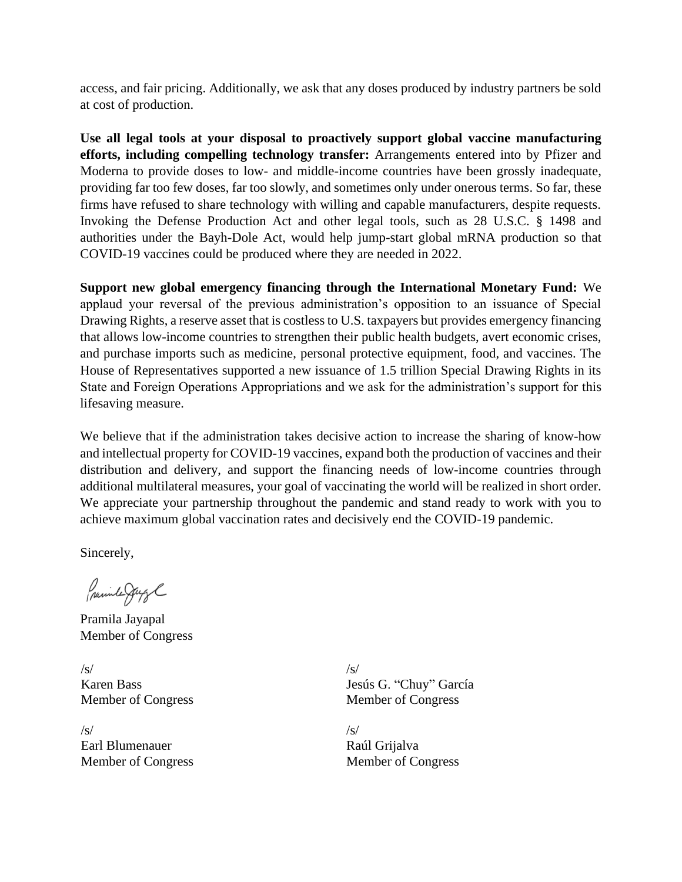access, and fair pricing. Additionally, we ask that any doses produced by industry partners be sold at cost of production.

**Use all legal tools at your disposal to proactively support global vaccine manufacturing efforts, including compelling technology transfer:** Arrangements entered into by Pfizer and Moderna to provide doses to low- and middle-income countries have been grossly inadequate, providing far too few doses, far too slowly, and sometimes only under onerous terms. So far, these firms have refused to share technology with willing and capable manufacturers, despite requests. Invoking the Defense Production Act and other legal tools, such as 28 U.S.C. § 1498 and authorities under the Bayh-Dole Act, would help jump-start global mRNA production so that COVID-19 vaccines could be produced where they are needed in 2022.

**Support new global emergency financing through the International Monetary Fund:** We applaud your reversal of the previous administration's opposition to an issuance of Special Drawing Rights, a reserve asset that is costless to U.S. taxpayers but provides emergency financing that allows low-income countries to strengthen their public health budgets, avert economic crises, and purchase imports such as medicine, personal protective equipment, food, and vaccines. The House of Representatives supported a new issuance of 1.5 trillion Special Drawing Rights in its State and Foreign Operations Appropriations and we ask for the administration's support for this lifesaving measure.

We believe that if the administration takes decisive action to increase the sharing of know-how and intellectual property for COVID-19 vaccines, expand both the production of vaccines and their distribution and delivery, and support the financing needs of low-income countries through additional multilateral measures, your goal of vaccinating the world will be realized in short order. We appreciate your partnership throughout the pandemic and stand ready to work with you to achieve maximum global vaccination rates and decisively end the COVID-19 pandemic.

Sincerely,

Pramila Jayapal
Member of Congress

/s/
Karen Bass
Member of Congress

/s/
Jesús G. "Chuy" García
Member of Congress

/s/
Earl Blumenauer
Member of Congress

/s/
Raúl Grijalva
Member of Congress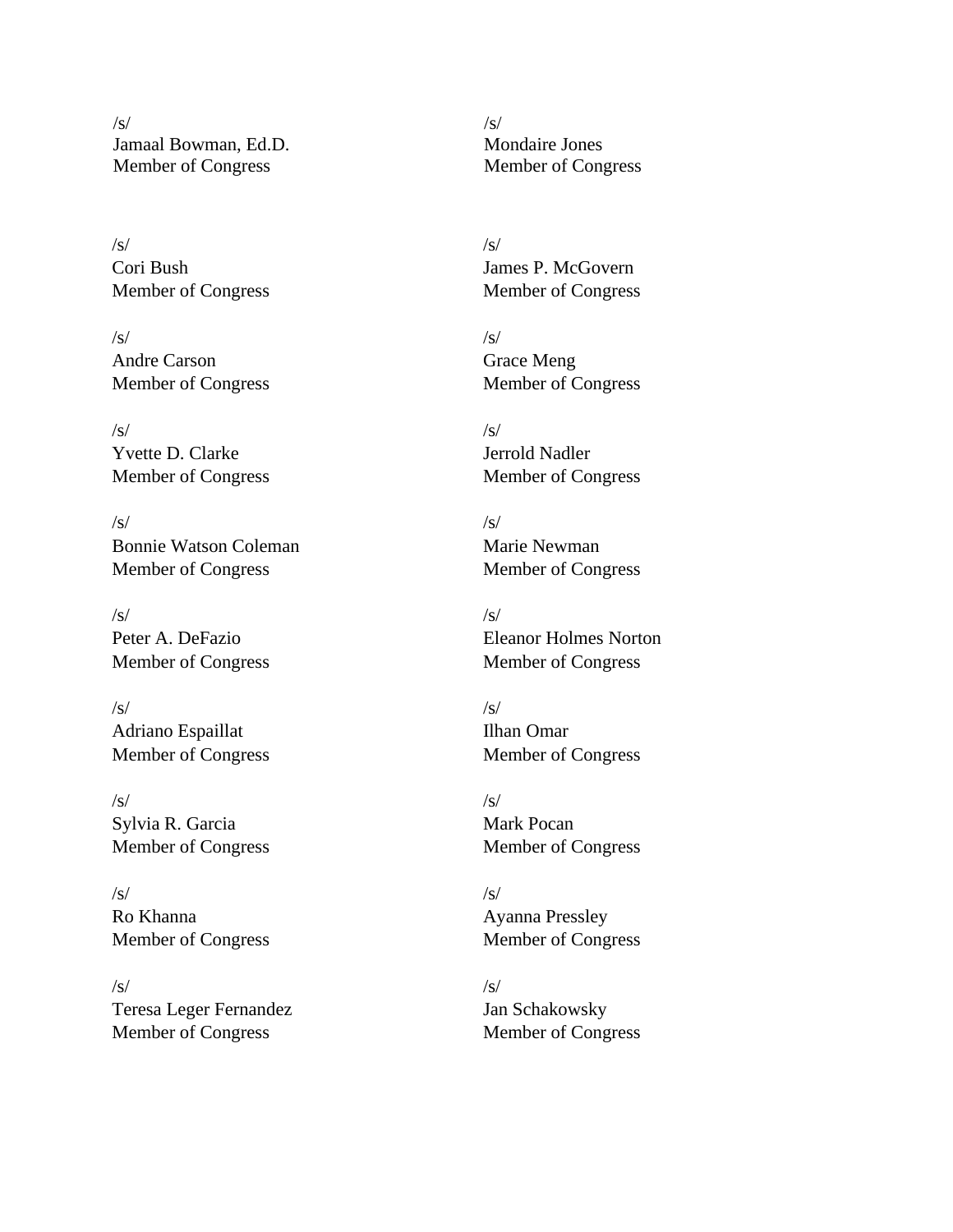/s/
Jamaal Bowman, Ed.D.
Member of Congress

/s/
Cori Bush
Member of Congress

/s/
Andre Carson
Member of Congress

/s/
Yvette D. Clarke
Member of Congress

/s/
Bonnie Watson Coleman
Member of Congress

/s/
Peter A. DeFazio
Member of Congress

/s/
Adriano Espaillat
Member of Congress

/s/
Sylvia R. Garcia
Member of Congress

/s/
Ro Khanna
Member of Congress

/s/
Teresa Leger Fernandez
Member of Congress

/s/
Mondaire Jones
Member of Congress

/s/
James P. McGovern
Member of Congress

/s/
Grace Meng
Member of Congress

/s/
Jerrold Nadler
Member of Congress

/s/
Marie Newman
Member of Congress

/s/
Eleanor Holmes Norton
Member of Congress

/s/
Ilhan Omar
Member of Congress

/s/
Mark Pocan
Member of Congress

/s/
Ayanna Pressley
Member of Congress

/s/
Jan Schakowsky
Member of Congress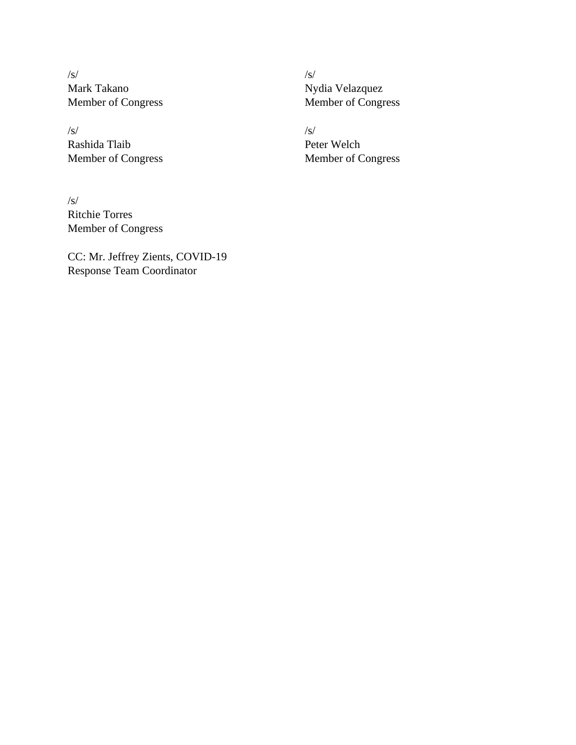/s/
Mark Takano
Member of Congress

/s/
Nydia Velazquez
Member of Congress

/s/
Rashida Tlaib
Member of Congress

/s/
Peter Welch
Member of Congress

/s/
Ritchie Torres
Member of Congress

CC: Mr. Jeffrey Zients, COVID-19
Response Team Coordinator